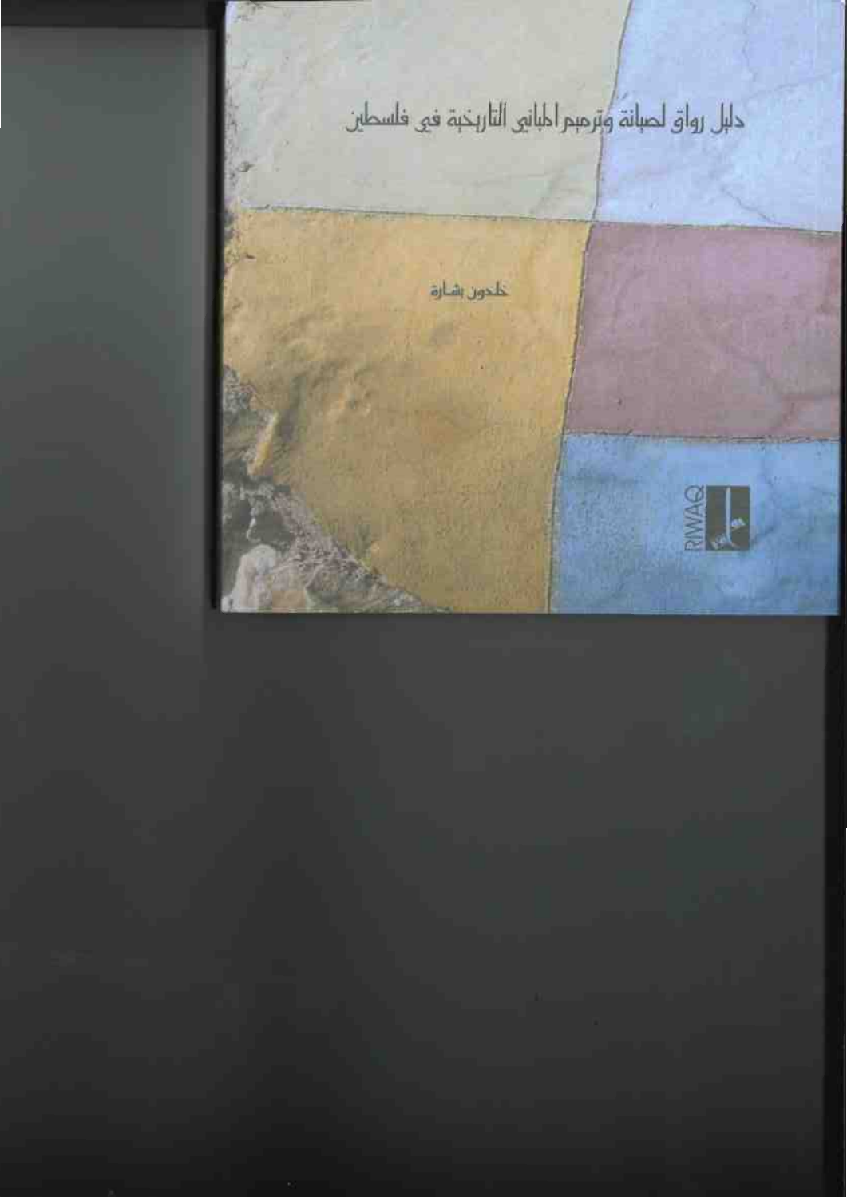# دليل رواق لصيانة وترميم المباني التاريخية في فلسطين

خلدون بشارة

RIWAQ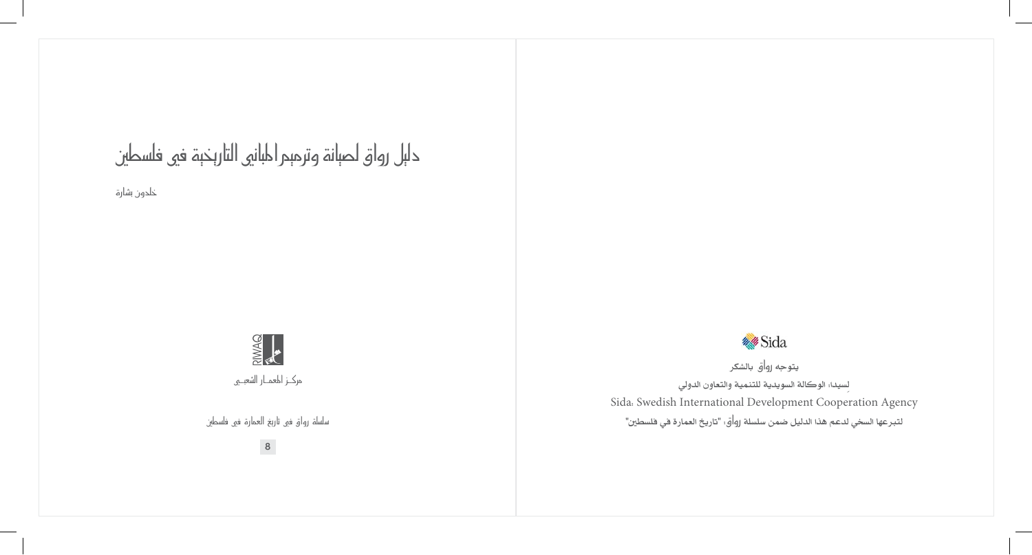# دليل رواق لصيانة وترميم المباني التاريخية في فلسطين

خلدون بشارة

RIWAQ

مركـز المعمـار الشعبـي

سلسلة رواق في تاريخ العمارة في فلسطين

8

Sida

يتوجه رواق بالشكر

لِسيدا، الوكالة السويدية للتنمية والتعاون الدولي

Sida: Swedish International Development Cooperation Agency

لتبرعها السخي لدعم هذا الدليل ضمن سلسلة رواق: "تاريخ العمارة في فلسطين"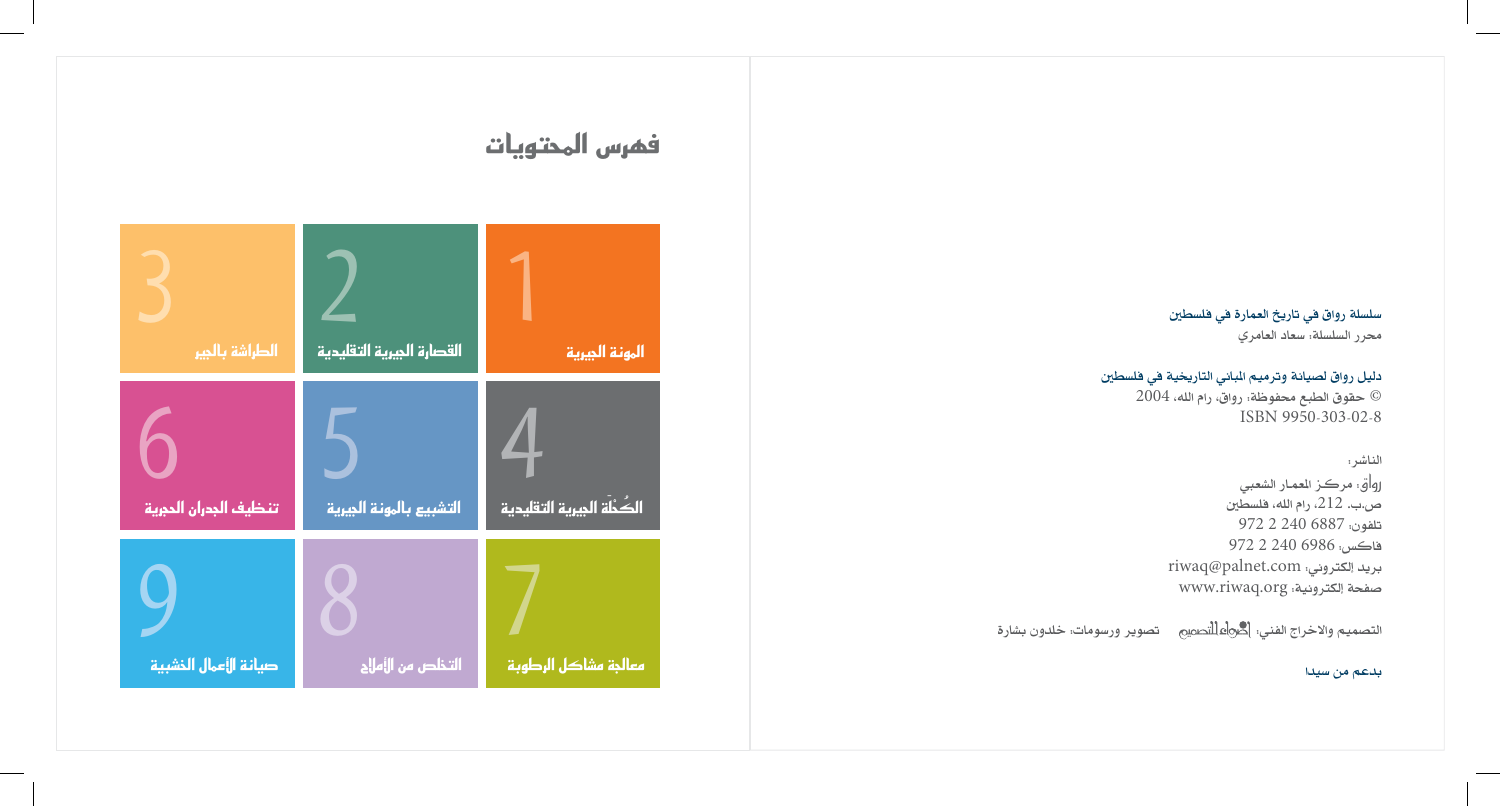سلسلة رواق في تاريخ العمارة في فلسطين
محرر السلسلة: سعاد العامري

دليل رواق لصيانة وترميم المباني التاريخية في فلسطين
© حقوق الطبع محفوظة: رواق، رام الله، 2004
ISBN 9950-303-02-8

الناشر:
رواق: مركـز المعمـار الشعبي
ص.ب. 212، رام الله، فلسطين
تلفون: 6887 240 2 972
فاكس: 6986 240 2 972
بريد إلكتروني: riwaq@palnet.com
صفحة إلكترونية: www.riwaq.org

التصميم والاخراج الفني: إضاءات للتصميم   تصوير ورسومات: خلدون بشارة

بدعم من سيدا

# فهرس المحتويات

1. المونة الجيرية
2. القصارة الجيرية التقليدية
3. الطراشة بالجير
4. الكُحلَة الجيرية التقليدية
5. التشبيع بالمونة الجيرية
6. تنظيف الجدران الحجرية
7. معالجة مشاكل الرطوبة
8. التخلص من الأملاح
9. صيانة الأعمال الخشبية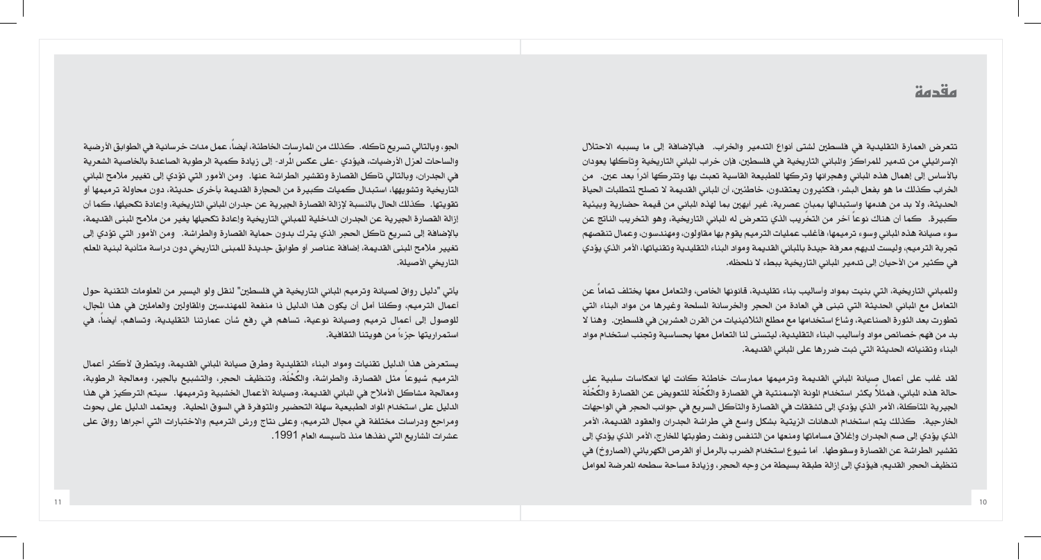# مقدمة

تتعرض العمارة التقليدية في فلسطين لشتى أنواع التدمير والخراب. فبالإضافة إلى ما يسببه الاحتلال الإسرائيلي من تدمير للمراكز والمباني التاريخية في فلسطين، فإن خراب المباني التاريخية وتآكلها يعودان بالأساس إلى إهمال هذه المباني وهجرانها وتركها للطبيعة القاسية تعبث بها وتتركها أثراً بعد عين. من الخراب كذلك ما هو بفعل البشر؛ فكثيرون يعتقدون، خاطئين، أن المباني القديمة لا تصلح لمتطلبات الحياة الحديثة، ولا بد من هدمها واستبدالها بمبانٍ عصرية، غير آبهين بما لهذه المباني من قيمة حضارية وبيئية كبيرة. كما أن هناك نوعاً آخر من التخريب الذي تتعرض له المباني التاريخية، وهو التخريب الناتج عن سوء صيانة هذه المباني وسوء ترميمها؛ فأغلب عمليات الترميم يقوم بها مقاولون، ومهندسون، وعمال تنقصهم تجربة الترميم، وليست لديهم معرفة جيدة بالمباني القديمة ومواد البناء التقليدية وتقنياتها، الأمر الذي يؤدي في كثير من الأحيان إلى تدمير المباني التاريخية ببطء لا نلحظه.

وللمباني التاريخية، التي بنيت بمواد وأساليب بناء تقليدية، قانونها الخاص، والتعامل معها يختلف تماماً عن التعامل مع المباني الحديثة التي تبنى في العادة من الحجر والخرسانة المسلحة وغيرها من مواد البناء التي تطورت بعد الثورة الصناعية، وشاع استخدامها مع مطلع الثلاثينيات من القرن العشرين في فلسطين. وهنا لا بد من فهم خصائص مواد وأساليب البناء التقليدية، ليتسنى لنا التعامل معها بحساسية وتجنب استخدام مواد البناء وتقنياته الحديثة التي ثبت ضررها على المباني القديمة.

لقد غلب على أعمال صيانة المباني القديمة وترميمها ممارسات خاطئة كانت لها انعكاسات سلبية على حالة هذه المباني، فمثلاً يكثر استخدام المونة الإسمنتية في القصارة والكُحْلَة للتعويض عن القصارة والكُحْلَة الجيرية المتآكلة، الأمر الذي يؤدي إلى تشققات في القصارة والتآكل السريع في جوانب الحجر في الواجهات الخارجية. كذلك يتم استخدام الدهانات الزيتية بشكل واسع في طراشة الجدران والعقود القديمة، الأمر الذي يؤدي إلى صم الجدران وإغلاق مساماتها ومنعها من التنفس ونفث رطوبتها للخارج، الأمر الذي يؤدي إلى تقشير الطراشة عن القصارة وسقوطها. أما شيوع استخدام الضرب بالرمل أو القرص الكهربائي (الصاروخ) في تنظيف الحجر القديم، فيؤدي إلى إزالة طبقة بسيطة من وجه الحجر، وزيادة مساحة سطحه المعرضة لعوامل الجو، وبالتالي تسريع تآكله. كذلك من الممارسات الخاطئة، أيضاً، عمل مدات خرسانية في الطوابق الأرضية والساحات لعزل الأرضيات، فيؤدي -على عكس المُراد- إلى زيادة كمية الرطوبة الصاعدة بالخاصية الشعرية في الجدران، وبالتالي تآكل القصارة وتقشير الطراشة عنها. ومن الأمور التي تؤدي إلى تغيير ملامح المباني التاريخية وتشويهها، استبدال كميات كبيرة من الحجارة القديمة بأخرى حديثة، دون محاولة ترميمها أو تقويتها. كذلك الحال بالنسبة لإزالة القصارة الجيرية عن جدران المباني التاريخية، وإعادة تكحيلها، كما أن إزالة القصارة الجيرية عن الجدران الداخلية للمباني التاريخية وإعادة تكحيلها يغير من ملامح المبنى القديمة، بالإضافة إلى تسريع تآكل الحجر الذي يترك بدون حماية القصارة والطراشة. ومن الأمور التي تؤدي إلى تغيير ملامح المبنى القديمة، إضافة عناصر أو طوابق جديدة للمبنى التاريخي دون دراسة متأنية لبنية المعلم التاريخي الأصيلة.

يأتي "دليل رواق لصيانة وترميم المباني التاريخية في فلسطين" لنقل ولو اليسير من المعلومات التقنية حول أعمال الترميم، وكلنا أمل أن يكون هذا الدليل ذا منفعة للمهندسين والمقاولين والعاملين في هذا المجال، للوصول إلى أعمال ترميم وصيانة نوعية، تساهم في رفع شأن عمارتنا التقليدية، وتساهم، أيضاً، في استمراريتها جزءاً من هويتنا الثقافية.

يستعرض هذا الدليل تقنيات ومواد البناء التقليدية وطرق صيانة المباني القديمة، ويتطرق لأكثر أعمال الترميم شيوعاً مثل القصارة، والطراشة، والكُحْلَة، وتنظيف الحجر، ومعالجة الرطوبة، والتشبيع بالجير، ومعالجة مشاكل الأملاح في المباني القديمة، وصيانة الأعمال الخشبية وترميمها. سيتم التركيز في هذا الدليل على استخدام المواد الطبيعية سهلة التحضير والمتوفرة في السوق المحلية. ويعتمد الدليل على بحوث ومراجع ودراسات مختلفة في مجال الترميم، وعلى نتاج ورش الترميم والاختبارات التي أجراها رواق على عشرات المشاريع التي نفذها منذ تأسيسه العام 1991.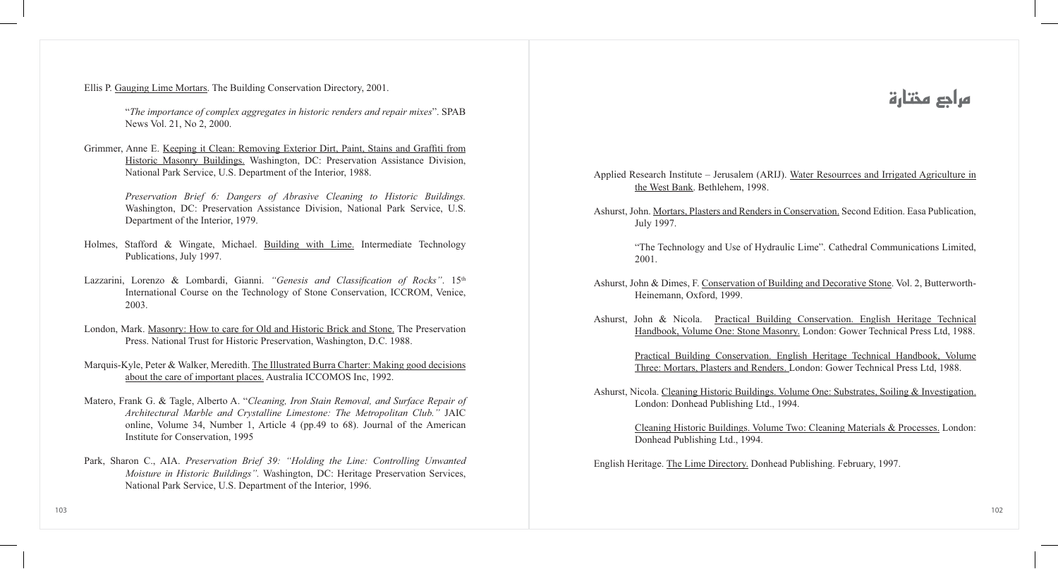# مراجع مختارة

Applied Research Institute – Jerusalem (ARIJ). Water Resourrces and Irrigated Agriculture in the West Bank. Bethlehem, 1998.

Ashurst, John. Mortars, Plasters and Renders in Conservation. Second Edition. Easa Publication, July 1997.

"The Technology and Use of Hydraulic Lime". Cathedral Communications Limited, 2001.

Ashurst, John & Dimes, F. Conservation of Building and Decorative Stone. Vol. 2, Butterworth-Heinemann, Oxford, 1999.

Ashurst, John & Nicola. Practical Building Conservation. English Heritage Technical Handbook, Volume One: Stone Masonry. London: Gower Technical Press Ltd, 1988.

Practical Building Conservation. English Heritage Technical Handbook, Volume Three: Mortars, Plasters and Renders. London: Gower Technical Press Ltd, 1988.

Ashurst, Nicola. Cleaning Historic Buildings. Volume One: Substrates, Soiling & Investigation. London: Donhead Publishing Ltd., 1994.

Cleaning Historic Buildings. Volume Two: Cleaning Materials & Processes. London: Donhead Publishing Ltd., 1994.

English Heritage. The Lime Directory. Donhead Publishing. February, 1997.

Ellis P. Gauging Lime Mortars. The Building Conservation Directory, 2001.

"*The importance of complex aggregates in historic renders and repair mixes*". SPAB News Vol. 21, No 2, 2000.

Grimmer, Anne E. Keeping it Clean: Removing Exterior Dirt, Paint, Stains and Graffiti from Historic Masonry Buildings. Washington, DC: Preservation Assistance Division, National Park Service, U.S. Department of the Interior, 1988.

*Preservation Brief 6: Dangers of Abrasive Cleaning to Historic Buildings.* Washington, DC: Preservation Assistance Division, National Park Service, U.S. Department of the Interior, 1979.

Holmes, Stafford & Wingate, Michael. Building with Lime. Intermediate Technology Publications, July 1997.

Lazzarini, Lorenzo & Lombardi, Gianni. *"Genesis and Classification of Rocks"*. 15th International Course on the Technology of Stone Conservation, ICCROM, Venice, 2003.

London, Mark. Masonry: How to care for Old and Historic Brick and Stone. The Preservation Press. National Trust for Historic Preservation, Washington, D.C. 1988.

Marquis-Kyle, Peter & Walker, Meredith. The Illustrated Burra Charter: Making good decisions about the care of important places. Australia ICCOMOS Inc, 1992.

Matero, Frank G. & Tagle, Alberto A. "*Cleaning, Iron Stain Removal, and Surface Repair of Architectural Marble and Crystalline Limestone: The Metropolitan Club."* JAIC online, Volume 34, Number 1, Article 4 (pp.49 to 68). Journal of the American Institute for Conservation, 1995

Park, Sharon C., AIA. *Preservation Brief 39: "Holding the Line: Controlling Unwanted Moisture in Historic Buildings".* Washington, DC: Heritage Preservation Services, National Park Service, U.S. Department of the Interior, 1996.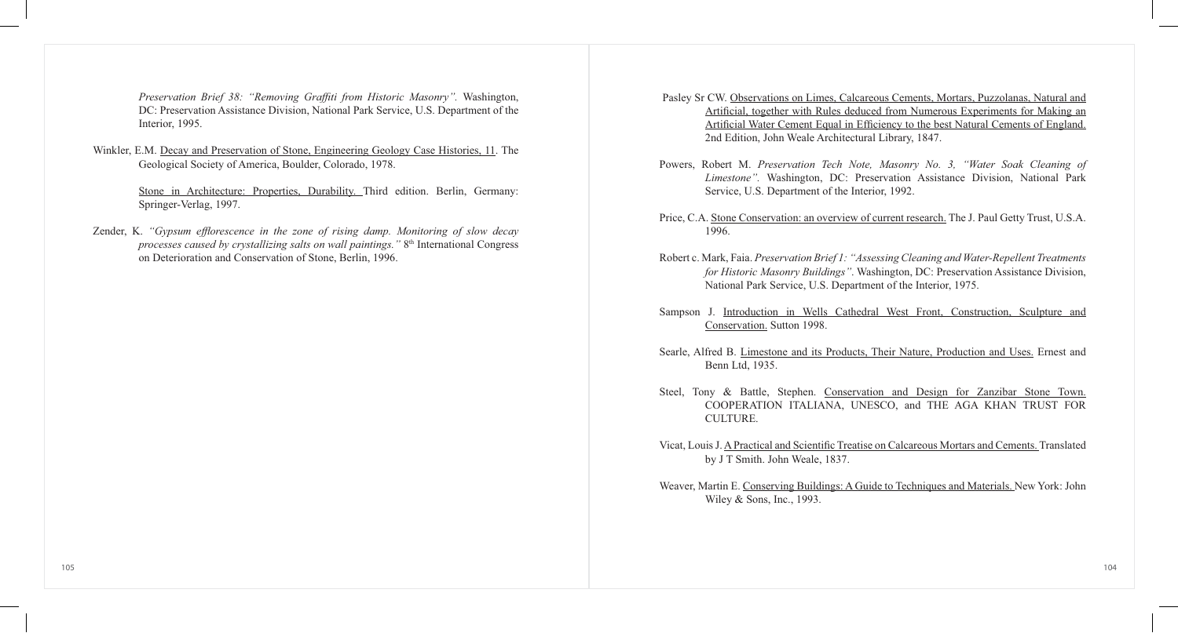Pasley Sr CW. Observations on Limes, Calcareous Cements, Mortars, Puzzolanas, Natural and Artificial, together with Rules deduced from Numerous Experiments for Making an Artificial Water Cement Equal in Efficiency to the best Natural Cements of England. 2nd Edition, John Weale Architectural Library, 1847.

Powers, Robert M. *Preservation Tech Note, Masonry No. 3, "Water Soak Cleaning of Limestone"*. Washington, DC: Preservation Assistance Division, National Park Service, U.S. Department of the Interior, 1992.

Price, C.A. Stone Conservation: an overview of current research. The J. Paul Getty Trust, U.S.A. 1996.

Robert c. Mark, Faia. *Preservation Brief 1: "Assessing Cleaning and Water-Repellent Treatments for Historic Masonry Buildings"*. Washington, DC: Preservation Assistance Division, National Park Service, U.S. Department of the Interior, 1975.

Sampson J. Introduction in Wells Cathedral West Front, Construction, Sculpture and Conservation. Sutton 1998.

Searle, Alfred B. Limestone and its Products, Their Nature, Production and Uses. Ernest and Benn Ltd, 1935.

Steel, Tony & Battle, Stephen. Conservation and Design for Zanzibar Stone Town. COOPERATION ITALIANA, UNESCO, and THE AGA KHAN TRUST FOR CULTURE.

Vicat, Louis J. A Practical and Scientific Treatise on Calcareous Mortars and Cements. Translated by J T Smith. John Weale, 1837.

Weaver, Martin E. Conserving Buildings: A Guide to Techniques and Materials. New York: John Wiley & Sons, Inc., 1993.

*Preservation Brief 38: "Removing Graffiti from Historic Masonry"*. Washington, DC: Preservation Assistance Division, National Park Service, U.S. Department of the Interior, 1995.

Winkler, E.M. Decay and Preservation of Stone, Engineering Geology Case Histories, 11. The Geological Society of America, Boulder, Colorado, 1978.

Stone in Architecture: Properties, Durability. Third edition. Berlin, Germany: Springer-Verlag, 1997.

Zender, K. *"Gypsum efflorescence in the zone of rising damp. Monitoring of slow decay processes caused by crystallizing salts on wall paintings."* 8th International Congress on Deterioration and Conservation of Stone, Berlin, 1996.